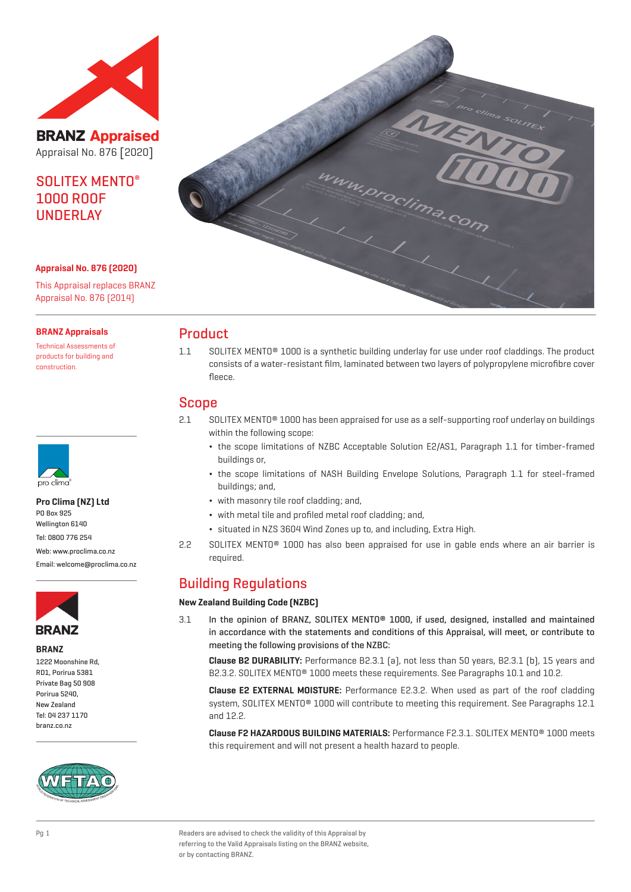**BRANZ Appraised**
Appraisal No. 876 [2020]

# SOLITEX MENTO® 1000 ROOF UNDERLAY

**Appraisal No. 876 (2020)**

This Appraisal replaces BRANZ Appraisal No. 876 (2014)

**BRANZ Appraisals**

Technical Assessments of products for building and construction.

**Pro Clima (NZ) Ltd**
PO Box 925
Wellington 6140
Tel: 0800 776 254
Web: www.proclima.co.nz
Email: welcome@proclima.co.nz

**BRANZ**
1222 Moonshine Rd,
RD1, Porirua 5381
Private Bag 50 908
Porirua 5240,
New Zealand
Tel: 04 237 1170
branz.co.nz

## Product

1.1 SOLITEX MENTO® 1000 is a synthetic building underlay for use under roof claddings. The product consists of a water-resistant film, laminated between two layers of polypropylene microfibre cover fleece.

## Scope

2.1 SOLITEX MENTO® 1000 has been appraised for use as a self-supporting roof underlay on buildings within the following scope:

- the scope limitations of NZBC Acceptable Solution E2/AS1, Paragraph 1.1 for timber-framed buildings or,
- the scope limitations of NASH Building Envelope Solutions, Paragraph 1.1 for steel-framed buildings; and,
- with masonry tile roof cladding; and,
- with metal tile and profiled metal roof cladding; and,
- situated in NZS 3604 Wind Zones up to, and including, Extra High.

2.2 SOLITEX MENTO® 1000 has also been appraised for use in gable ends where an air barrier is required.

## Building Regulations

### New Zealand Building Code (NZBC)

3.1 In the opinion of BRANZ, SOLITEX MENTO® 1000, if used, designed, installed and maintained in accordance with the statements and conditions of this Appraisal, will meet, or contribute to meeting the following provisions of the NZBC:

**Clause B2 DURABILITY:** Performance B2.3.1 (a), not less than 50 years, B2.3.1 (b), 15 years and B2.3.2. SOLITEX MENTO® 1000 meets these requirements. See Paragraphs 10.1 and 10.2.

**Clause E2 EXTERNAL MOISTURE:** Performance E2.3.2. When used as part of the roof cladding system, SOLITEX MENTO® 1000 will contribute to meeting this requirement. See Paragraphs 12.1 and 12.2.

**Clause F2 HAZARDOUS BUILDING MATERIALS:** Performance F2.3.1. SOLITEX MENTO® 1000 meets this requirement and will not present a health hazard to people.

Readers are advised to check the validity of this Appraisal by referring to the Valid Appraisals listing on the BRANZ website, or by contacting BRANZ.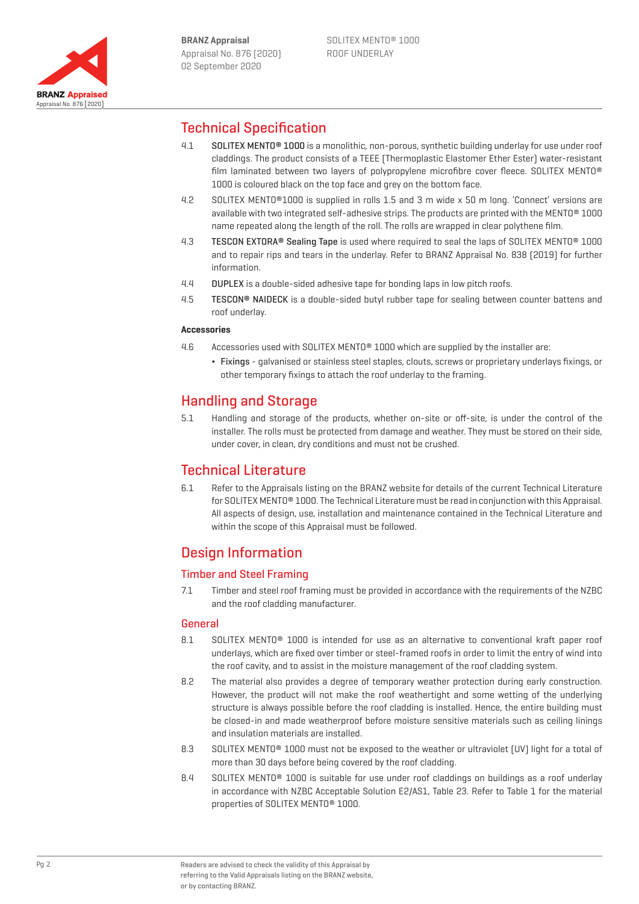## Technical Specification

4.1 **SOLITEX MENTO® 1000** is a monolithic, non-porous, synthetic building underlay for use under roof claddings. The product consists of a TEEE (Thermoplastic Elastomer Ether Ester) water-resistant film laminated between two layers of polypropylene microfibre cover fleece. SOLITEX MENTO® 1000 is coloured black on the top face and grey on the bottom face.

4.2 SOLITEX MENTO®1000 is supplied in rolls 1.5 and 3 m wide x 50 m long. 'Connect' versions are available with two integrated self-adhesive strips. The products are printed with the MENTO® 1000 name repeated along the length of the roll. The rolls are wrapped in clear polythene film.

4.3 **TESCON EXTORA® Sealing Tape** is used where required to seal the laps of SOLITEX MENTO® 1000 and to repair rips and tears in the underlay. Refer to BRANZ Appraisal No. 838 (2019) for further information.

4.4 **DUPLEX** is a double-sided adhesive tape for bonding laps in low pitch roofs.

4.5 **TESCON® NAIDECK** is a double-sided butyl rubber tape for sealing between counter battens and roof underlay.

**Accessories**

4.6 Accessories used with SOLITEX MENTO® 1000 which are supplied by the installer are:

- **Fixings** - galvanised or stainless steel staples, clouts, screws or proprietary underlays fixings, or other temporary fixings to attach the roof underlay to the framing.

## Handling and Storage

5.1 Handling and storage of the products, whether on-site or off-site, is under the control of the installer. The rolls must be protected from damage and weather. They must be stored on their side, under cover, in clean, dry conditions and must not be crushed.

## Technical Literature

6.1 Refer to the Appraisals listing on the BRANZ website for details of the current Technical Literature for SOLITEX MENTO® 1000. The Technical Literature must be read in conjunction with this Appraisal. All aspects of design, use, installation and maintenance contained in the Technical Literature and within the scope of this Appraisal must be followed.

## Design Information

### Timber and Steel Framing

7.1 Timber and steel roof framing must be provided in accordance with the requirements of the NZBC and the roof cladding manufacturer.

### General

8.1 SOLITEX MENTO® 1000 is intended for use as an alternative to conventional kraft paper roof underlays, which are fixed over timber or steel-framed roofs in order to limit the entry of wind into the roof cavity, and to assist in the moisture management of the roof cladding system.

8.2 The material also provides a degree of temporary weather protection during early construction. However, the product will not make the roof weathertight and some wetting of the underlying structure is always possible before the roof cladding is installed. Hence, the entire building must be closed-in and made weatherproof before moisture sensitive materials such as ceiling linings and insulation materials are installed.

8.3 SOLITEX MENTO® 1000 must not be exposed to the weather or ultraviolet (UV) light for a total of more than 30 days before being covered by the roof cladding.

8.4 SOLITEX MENTO® 1000 is suitable for use under roof claddings on buildings as a roof underlay in accordance with NZBC Acceptable Solution E2/AS1, Table 23. Refer to Table 1 for the material properties of SOLITEX MENTO® 1000.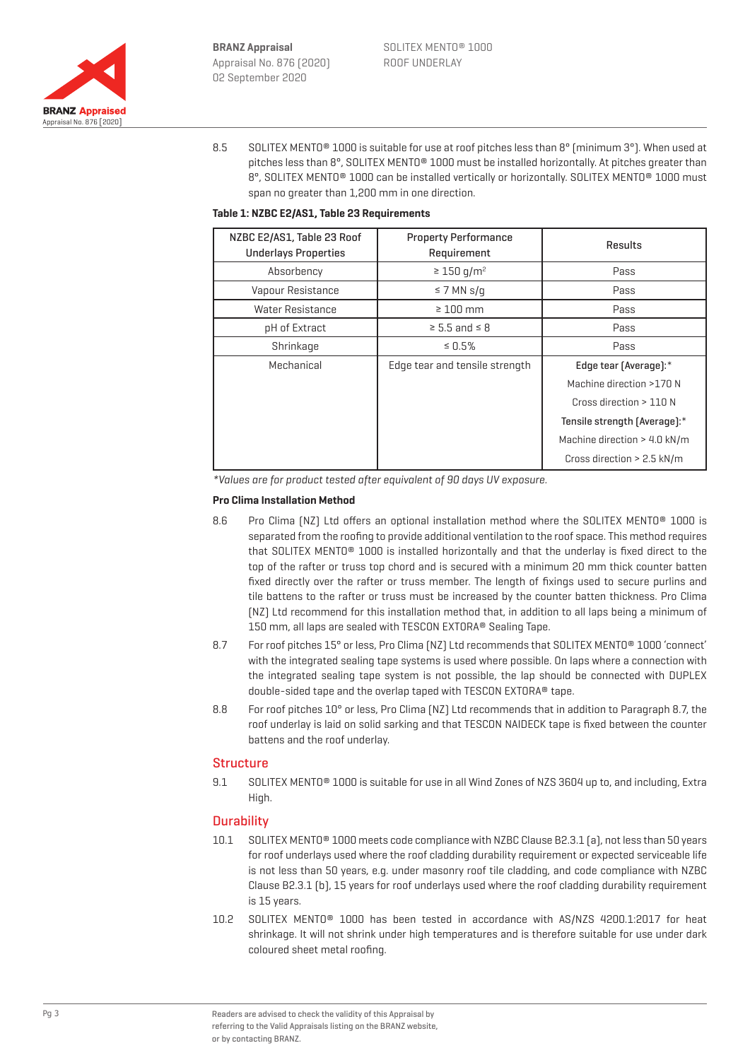8.5 SOLITEX MENTO® 1000 is suitable for use at roof pitches less than 8° (minimum 3°). When used at pitches less than 8°, SOLITEX MENTO® 1000 must be installed horizontally. At pitches greater than 8°, SOLITEX MENTO® 1000 can be installed vertically or horizontally. SOLITEX MENTO® 1000 must span no greater than 1,200 mm in one direction.

**Table 1: NZBC E2/AS1, Table 23 Requirements**

| NZBC E2/AS1, Table 23 Roof Underlays Properties | Property Performance Requirement | Results |
|---|---|---|
| Absorbency | ≥ 150 g/m² | Pass |
| Vapour Resistance | ≤ 7 MN s/g | Pass |
| Water Resistance | ≥ 100 mm | Pass |
| pH of Extract | ≥ 5.5 and ≤ 8 | Pass |
| Shrinkage | ≤ 0.5% | Pass |
| Mechanical | Edge tear and tensile strength | Edge tear (Average):* Machine direction >170 N Cross direction > 110 N Tensile strength (Average):* Machine direction > 4.0 kN/m Cross direction > 2.5 kN/m |

*\*Values are for product tested after equivalent of 90 days UV exposure.*

**Pro Clima Installation Method**

8.6 Pro Clima (NZ) Ltd offers an optional installation method where the SOLITEX MENTO® 1000 is separated from the roofing to provide additional ventilation to the roof space. This method requires that SOLITEX MENTO® 1000 is installed horizontally and that the underlay is fixed direct to the top of the rafter or truss top chord and is secured with a minimum 20 mm thick counter batten fixed directly over the rafter or truss member. The length of fixings used to secure purlins and tile battens to the rafter or truss must be increased by the counter batten thickness. Pro Clima (NZ) Ltd recommend for this installation method that, in addition to all laps being a minimum of 150 mm, all laps are sealed with TESCON EXTORA® Sealing Tape.

8.7 For roof pitches 15° or less, Pro Clima (NZ) Ltd recommends that SOLITEX MENTO® 1000 'connect' with the integrated sealing tape systems is used where possible. On laps where a connection with the integrated sealing tape system is not possible, the lap should be connected with DUPLEX double-sided tape and the overlap taped with TESCON EXTORA® tape.

8.8 For roof pitches 10° or less, Pro Clima (NZ) Ltd recommends that in addition to Paragraph 8.7, the roof underlay is laid on solid sarking and that TESCON NAIDECK tape is fixed between the counter battens and the roof underlay.

## Structure

9.1 SOLITEX MENTO® 1000 is suitable for use in all Wind Zones of NZS 3604 up to, and including, Extra High.

## Durability

10.1 SOLITEX MENTO® 1000 meets code compliance with NZBC Clause B2.3.1 (a), not less than 50 years for roof underlays used where the roof cladding durability requirement or expected serviceable life is not less than 50 years, e.g. under masonry roof tile cladding, and code compliance with NZBC Clause B2.3.1 (b), 15 years for roof underlays used where the roof cladding durability requirement is 15 years.

10.2 SOLITEX MENTO® 1000 has been tested in accordance with AS/NZS 4200.1:2017 for heat shrinkage. It will not shrink under high temperatures and is therefore suitable for use under dark coloured sheet metal roofing.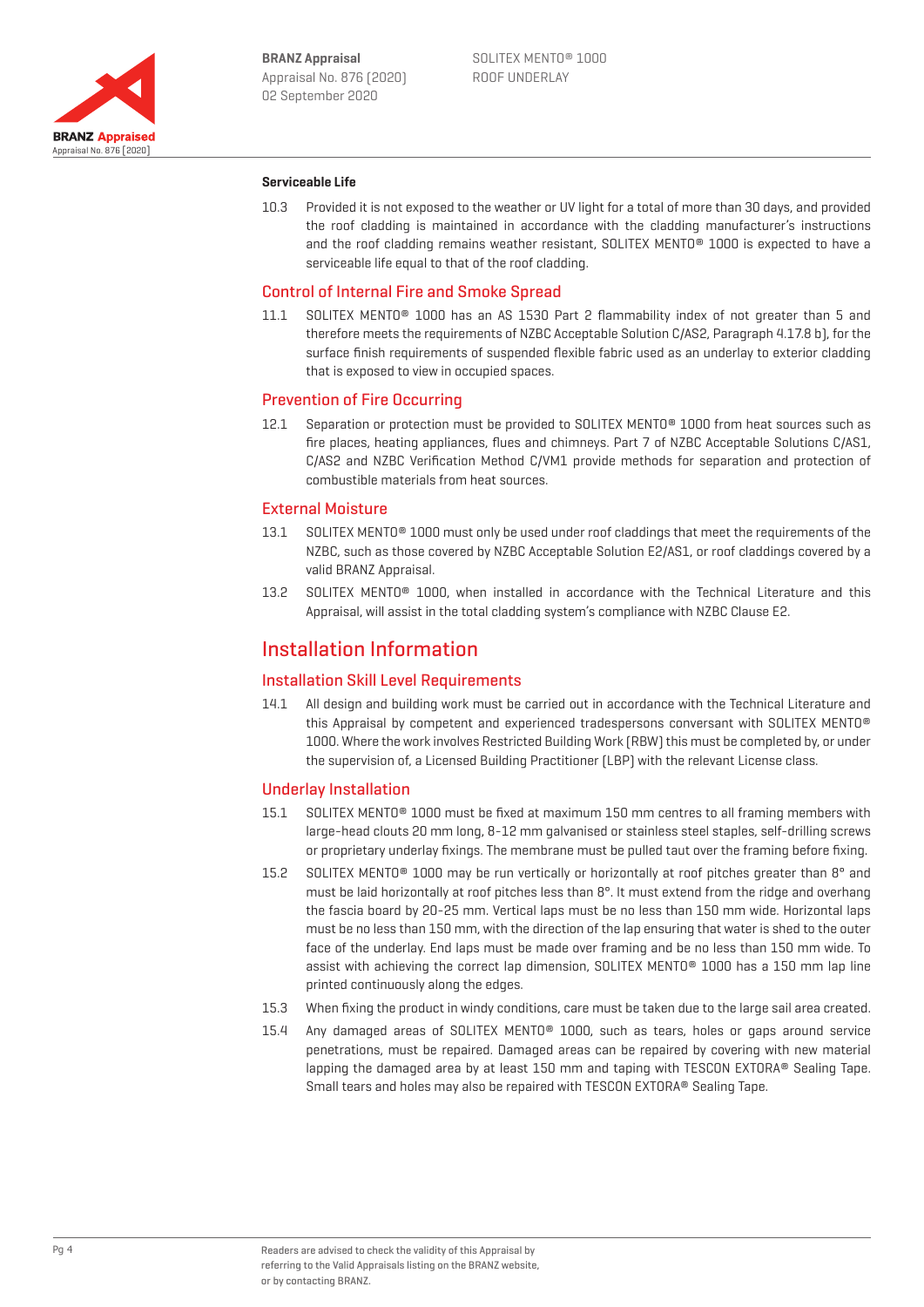**Serviceable Life**

10.3 Provided it is not exposed to the weather or UV light for a total of more than 30 days, and provided the roof cladding is maintained in accordance with the cladding manufacturer's instructions and the roof cladding remains weather resistant, SOLITEX MENTO® 1000 is expected to have a serviceable life equal to that of the roof cladding.

## Control of Internal Fire and Smoke Spread

11.1 SOLITEX MENTO® 1000 has an AS 1530 Part 2 flammability index of not greater than 5 and therefore meets the requirements of NZBC Acceptable Solution C/AS2, Paragraph 4.17.8 b), for the surface finish requirements of suspended flexible fabric used as an underlay to exterior cladding that is exposed to view in occupied spaces.

## Prevention of Fire Occurring

12.1 Separation or protection must be provided to SOLITEX MENTO® 1000 from heat sources such as fire places, heating appliances, flues and chimneys. Part 7 of NZBC Acceptable Solutions C/AS1, C/AS2 and NZBC Verification Method C/VM1 provide methods for separation and protection of combustible materials from heat sources.

## External Moisture

13.1 SOLITEX MENTO® 1000 must only be used under roof claddings that meet the requirements of the NZBC, such as those covered by NZBC Acceptable Solution E2/AS1, or roof claddings covered by a valid BRANZ Appraisal.

13.2 SOLITEX MENTO® 1000, when installed in accordance with the Technical Literature and this Appraisal, will assist in the total cladding system's compliance with NZBC Clause E2.

# Installation Information

## Installation Skill Level Requirements

14.1 All design and building work must be carried out in accordance with the Technical Literature and this Appraisal by competent and experienced tradespersons conversant with SOLITEX MENTO® 1000. Where the work involves Restricted Building Work (RBW) this must be completed by, or under the supervision of, a Licensed Building Practitioner (LBP) with the relevant License class.

## Underlay Installation

15.1 SOLITEX MENTO® 1000 must be fixed at maximum 150 mm centres to all framing members with large-head clouts 20 mm long, 8-12 mm galvanised or stainless steel staples, self-drilling screws or proprietary underlay fixings. The membrane must be pulled taut over the framing before fixing.

15.2 SOLITEX MENTO® 1000 may be run vertically or horizontally at roof pitches greater than 8° and must be laid horizontally at roof pitches less than 8°. It must extend from the ridge and overhang the fascia board by 20-25 mm. Vertical laps must be no less than 150 mm wide. Horizontal laps must be no less than 150 mm, with the direction of the lap ensuring that water is shed to the outer face of the underlay. End laps must be made over framing and be no less than 150 mm wide. To assist with achieving the correct lap dimension, SOLITEX MENTO® 1000 has a 150 mm lap line printed continuously along the edges.

15.3 When fixing the product in windy conditions, care must be taken due to the large sail area created.

15.4 Any damaged areas of SOLITEX MENTO® 1000, such as tears, holes or gaps around service penetrations, must be repaired. Damaged areas can be repaired by covering with new material lapping the damaged area by at least 150 mm and taping with TESCON EXTORA® Sealing Tape. Small tears and holes may also be repaired with TESCON EXTORA® Sealing Tape.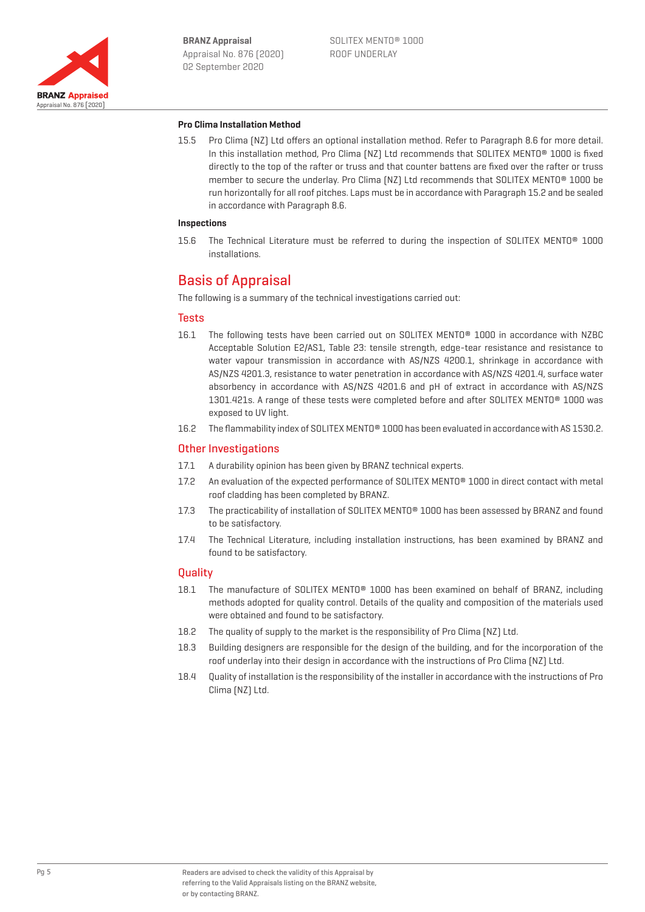**Pro Clima Installation Method**

15.5 Pro Clima (NZ) Ltd offers an optional installation method. Refer to Paragraph 8.6 for more detail. In this installation method, Pro Clima (NZ) Ltd recommends that SOLITEX MENTO® 1000 is fixed directly to the top of the rafter or truss and that counter battens are fixed over the rafter or truss member to secure the underlay. Pro Clima (NZ) Ltd recommends that SOLITEX MENTO® 1000 be run horizontally for all roof pitches. Laps must be in accordance with Paragraph 15.2 and be sealed in accordance with Paragraph 8.6.

**Inspections**

15.6 The Technical Literature must be referred to during the inspection of SOLITEX MENTO® 1000 installations.

# Basis of Appraisal

The following is a summary of the technical investigations carried out:

## Tests

16.1 The following tests have been carried out on SOLITEX MENTO® 1000 in accordance with NZBC Acceptable Solution E2/AS1, Table 23: tensile strength, edge-tear resistance and resistance to water vapour transmission in accordance with AS/NZS 4200.1, shrinkage in accordance with AS/NZS 4201.3, resistance to water penetration in accordance with AS/NZS 4201.4, surface water absorbency in accordance with AS/NZS 4201.6 and pH of extract in accordance with AS/NZS 1301.421s. A range of these tests were completed before and after SOLITEX MENTO® 1000 was exposed to UV light.

16.2 The flammability index of SOLITEX MENTO® 1000 has been evaluated in accordance with AS 1530.2.

## Other Investigations

17.1 A durability opinion has been given by BRANZ technical experts.

17.2 An evaluation of the expected performance of SOLITEX MENTO® 1000 in direct contact with metal roof cladding has been completed by BRANZ.

17.3 The practicability of installation of SOLITEX MENTO® 1000 has been assessed by BRANZ and found to be satisfactory.

17.4 The Technical Literature, including installation instructions, has been examined by BRANZ and found to be satisfactory.

## Quality

18.1 The manufacture of SOLITEX MENTO® 1000 has been examined on behalf of BRANZ, including methods adopted for quality control. Details of the quality and composition of the materials used were obtained and found to be satisfactory.

18.2 The quality of supply to the market is the responsibility of Pro Clima (NZ) Ltd.

18.3 Building designers are responsible for the design of the building, and for the incorporation of the roof underlay into their design in accordance with the instructions of Pro Clima (NZ) Ltd.

18.4 Quality of installation is the responsibility of the installer in accordance with the instructions of Pro Clima (NZ) Ltd.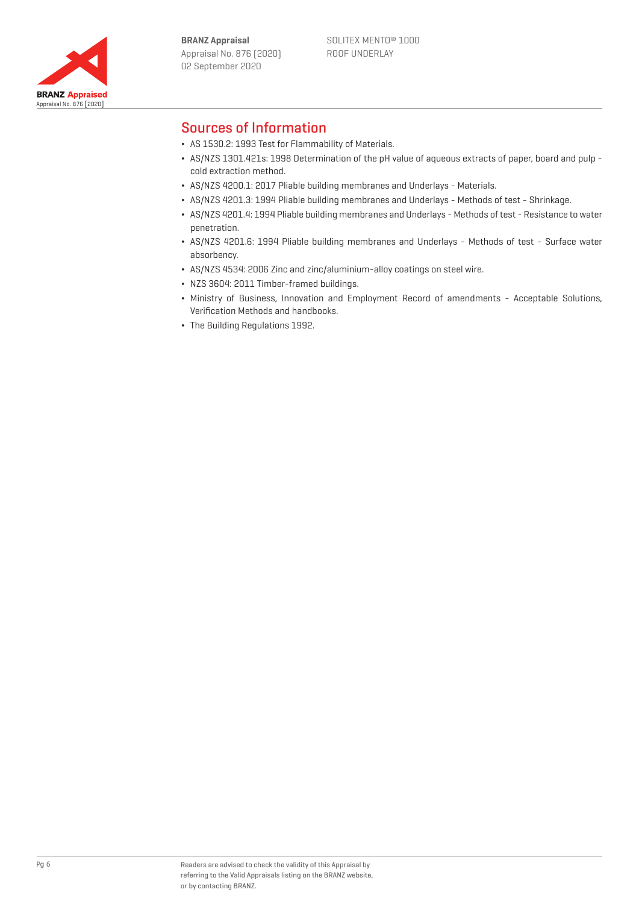## Sources of Information

- AS 1530.2: 1993 Test for Flammability of Materials.
- AS/NZS 1301.421s: 1998 Determination of the pH value of aqueous extracts of paper, board and pulp - cold extraction method.
- AS/NZS 4200.1: 2017 Pliable building membranes and Underlays - Materials.
- AS/NZS 4201.3: 1994 Pliable building membranes and Underlays - Methods of test - Shrinkage.
- AS/NZS 4201.4: 1994 Pliable building membranes and Underlays - Methods of test - Resistance to water penetration.
- AS/NZS 4201.6: 1994 Pliable building membranes and Underlays - Methods of test - Surface water absorbency.
- AS/NZS 4534: 2006 Zinc and zinc/aluminium-alloy coatings on steel wire.
- NZS 3604: 2011 Timber-framed buildings.
- Ministry of Business, Innovation and Employment Record of amendments - Acceptable Solutions, Verification Methods and handbooks.
- The Building Regulations 1992.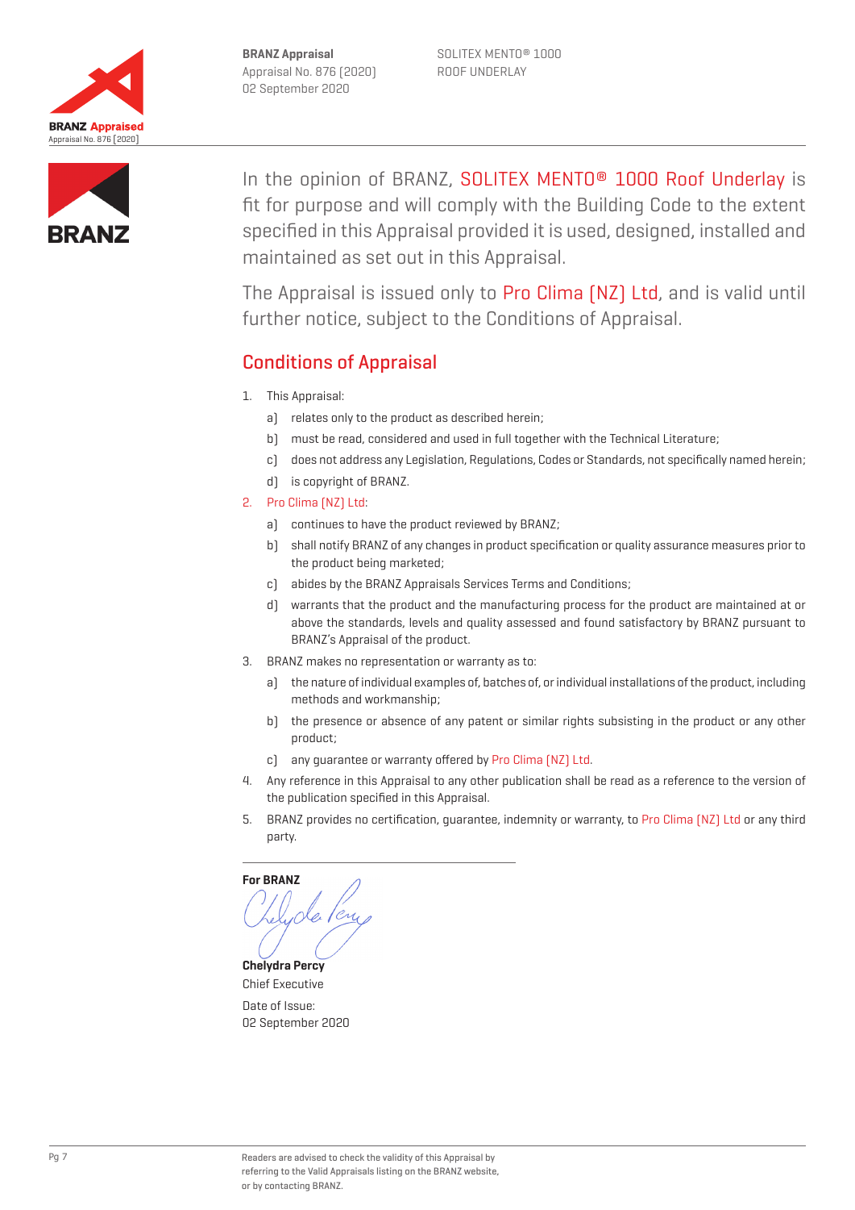In the opinion of BRANZ, SOLITEX MENTO® 1000 Roof Underlay is fit for purpose and will comply with the Building Code to the extent specified in this Appraisal provided it is used, designed, installed and maintained as set out in this Appraisal.

The Appraisal is issued only to Pro Clima (NZ) Ltd, and is valid until further notice, subject to the Conditions of Appraisal.

## Conditions of Appraisal

1. This Appraisal:
   a) relates only to the product as described herein;
   b) must be read, considered and used in full together with the Technical Literature;
   c) does not address any Legislation, Regulations, Codes or Standards, not specifically named herein;
   d) is copyright of BRANZ.
2. Pro Clima (NZ) Ltd:
   a) continues to have the product reviewed by BRANZ;
   b) shall notify BRANZ of any changes in product specification or quality assurance measures prior to the product being marketed;
   c) abides by the BRANZ Appraisals Services Terms and Conditions;
   d) warrants that the product and the manufacturing process for the product are maintained at or above the standards, levels and quality assessed and found satisfactory by BRANZ pursuant to BRANZ's Appraisal of the product.
3. BRANZ makes no representation or warranty as to:
   a) the nature of individual examples of, batches of, or individual installations of the product, including methods and workmanship;
   b) the presence or absence of any patent or similar rights subsisting in the product or any other product;
   c) any guarantee or warranty offered by Pro Clima (NZ) Ltd.
4. Any reference in this Appraisal to any other publication shall be read as a reference to the version of the publication specified in this Appraisal.
5. BRANZ provides no certification, guarantee, indemnity or warranty, to Pro Clima (NZ) Ltd or any third party.

**For BRANZ**

**Chelydra Percy**
Chief Executive

Date of Issue:
02 September 2020

Readers are advised to check the validity of this Appraisal by referring to the Valid Appraisals listing on the BRANZ website, or by contacting BRANZ.